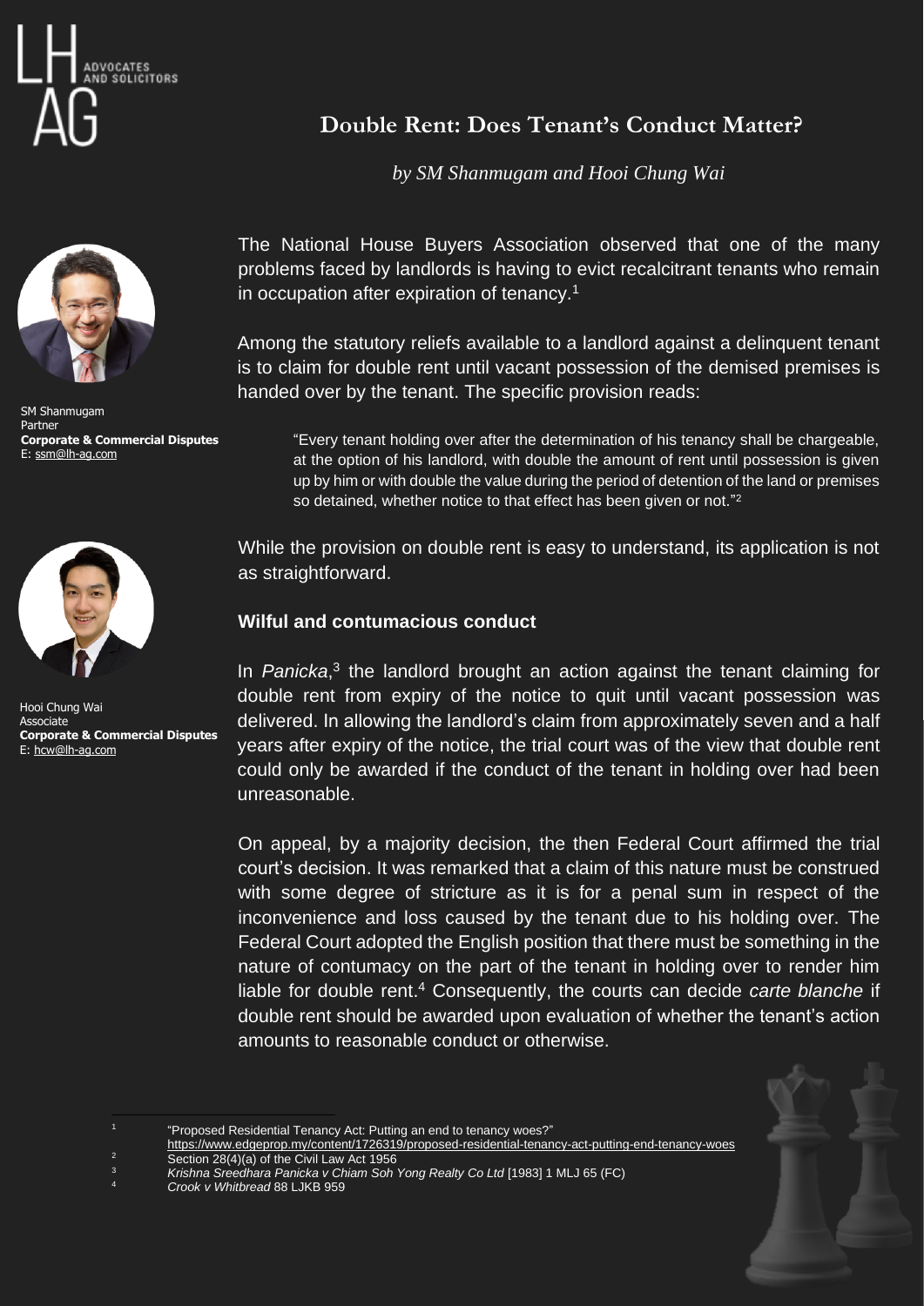ADVOCATES AND SOLICITORS

# Double Rent: Does Tenant's Conduct Matter?

*by SM Shanmugam and Hooi Chung Wai*

SM Shanmugam
Partner
**Corporate & Commercial Disputes**
E: ssm@lh-ag.com

Hooi Chung Wai
Associate
**Corporate & Commercial Disputes**
E: hcw@lh-ag.com

The National House Buyers Association observed that one of the many problems faced by landlords is having to evict recalcitrant tenants who remain in occupation after expiration of tenancy.[1]

Among the statutory reliefs available to a landlord against a delinquent tenant is to claim for double rent until vacant possession of the demised premises is handed over by the tenant. The specific provision reads:

> "Every tenant holding over after the determination of his tenancy shall be chargeable, at the option of his landlord, with double the amount of rent until possession is given up by him or with double the value during the period of detention of the land or premises so detained, whether notice to that effect has been given or not."[2]

While the provision on double rent is easy to understand, its application is not as straightforward.

## Wilful and contumacious conduct

In *Panicka*,[3] the landlord brought an action against the tenant claiming for double rent from expiry of the notice to quit until vacant possession was delivered. In allowing the landlord's claim from approximately seven and a half years after expiry of the notice, the trial court was of the view that double rent could only be awarded if the conduct of the tenant in holding over had been unreasonable.

On appeal, by a majority decision, the then Federal Court affirmed the trial court's decision. It was remarked that a claim of this nature must be construed with some degree of stricture as it is for a penal sum in respect of the inconvenience and loss caused by the tenant due to his holding over. The Federal Court adopted the English position that there must be something in the nature of contumacy on the part of the tenant in holding over to render him liable for double rent.[4] Consequently, the courts can decide *carte blanche* if double rent should be awarded upon evaluation of whether the tenant's action amounts to reasonable conduct or otherwise.

---

1. "Proposed Residential Tenancy Act: Putting an end to tenancy woes?" https://www.edgeprop.my/content/1726319/proposed-residential-tenancy-act-putting-end-tenancy-woes
2. Section 28(4)(a) of the Civil Law Act 1956
3. *Krishna Sreedhara Panicka v Chiam Soh Yong Realty Co Ltd* [1983] 1 MLJ 65 (FC)
4. *Crook v Whitbread* 88 LJKB 959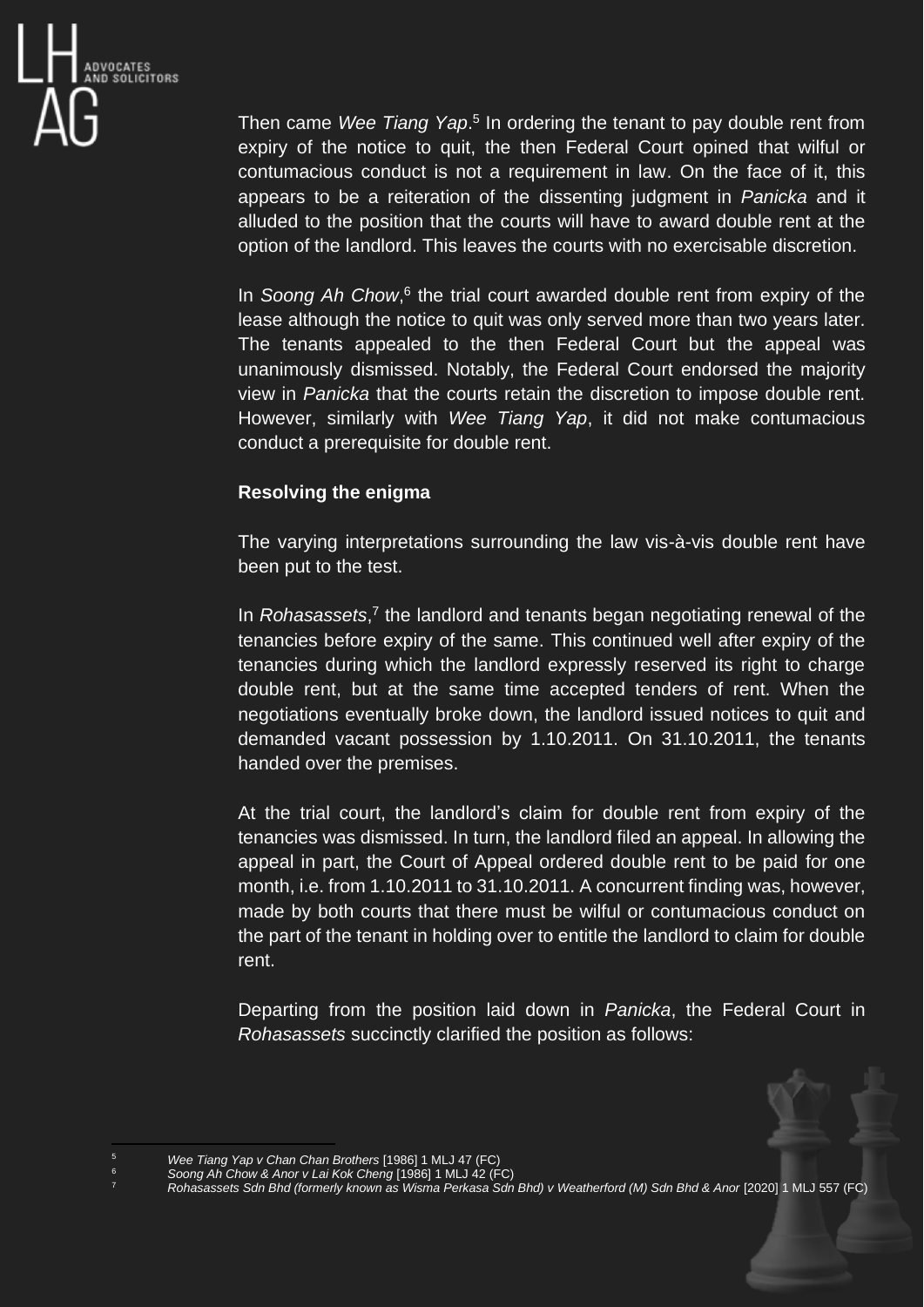Then came *Wee Tiang Yap*.[5] In ordering the tenant to pay double rent from expiry of the notice to quit, the then Federal Court opined that wilful or contumacious conduct is not a requirement in law. On the face of it, this appears to be a reiteration of the dissenting judgment in *Panicka* and it alluded to the position that the courts will have to award double rent at the option of the landlord. This leaves the courts with no exercisable discretion.

In *Soong Ah Chow*,[6] the trial court awarded double rent from expiry of the lease although the notice to quit was only served more than two years later. The tenants appealed to the then Federal Court but the appeal was unanimously dismissed. Notably, the Federal Court endorsed the majority view in *Panicka* that the courts retain the discretion to impose double rent. However, similarly with *Wee Tiang Yap*, it did not make contumacious conduct a prerequisite for double rent.

**Resolving the enigma**

The varying interpretations surrounding the law vis-à-vis double rent have been put to the test.

In *Rohasassets*,[7] the landlord and tenants began negotiating renewal of the tenancies before expiry of the same. This continued well after expiry of the tenancies during which the landlord expressly reserved its right to charge double rent, but at the same time accepted tenders of rent. When the negotiations eventually broke down, the landlord issued notices to quit and demanded vacant possession by 1.10.2011. On 31.10.2011, the tenants handed over the premises.

At the trial court, the landlord's claim for double rent from expiry of the tenancies was dismissed. In turn, the landlord filed an appeal. In allowing the appeal in part, the Court of Appeal ordered double rent to be paid for one month, i.e. from 1.10.2011 to 31.10.2011. A concurrent finding was, however, made by both courts that there must be wilful or contumacious conduct on the part of the tenant in holding over to entitle the landlord to claim for double rent.

Departing from the position laid down in *Panicka*, the Federal Court in *Rohasassets* succinctly clarified the position as follows:

---

[5] *Wee Tiang Yap v Chan Chan Brothers* [1986] 1 MLJ 47 (FC)

[6] *Soong Ah Chow & Anor v Lai Kok Cheng* [1986] 1 MLJ 42 (FC)

[7] *Rohasassets Sdn Bhd (formerly known as Wisma Perkasa Sdn Bhd) v Weatherford (M) Sdn Bhd & Anor* [2020] 1 MLJ 557 (FC)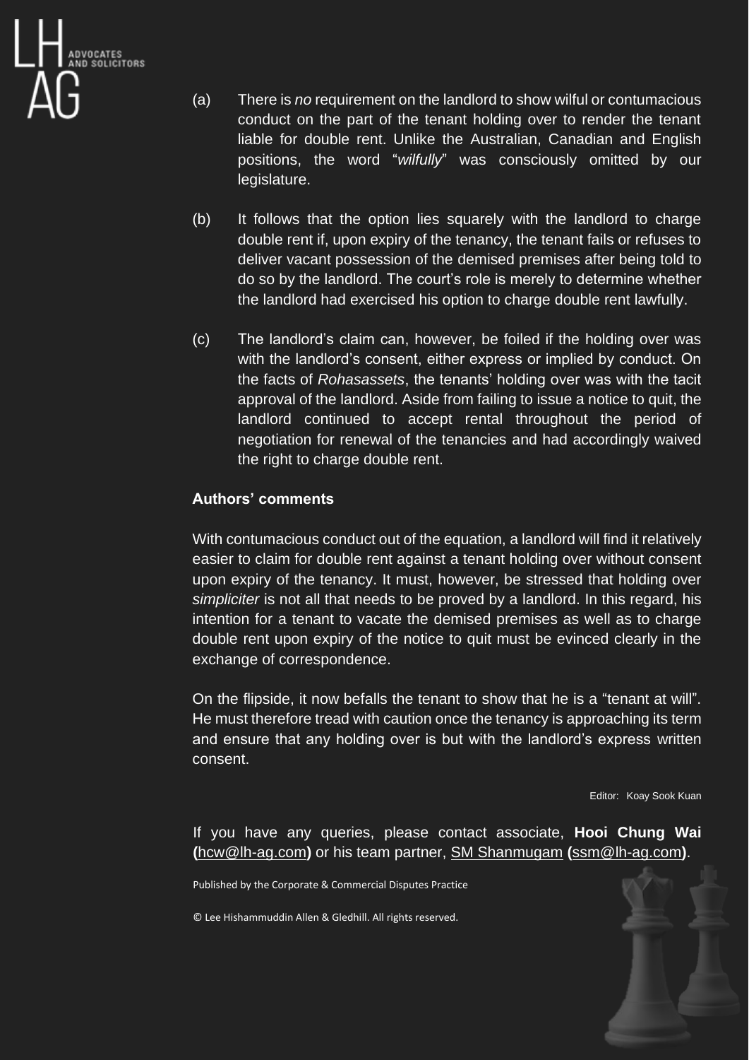(a) There is *no* requirement on the landlord to show wilful or contumacious conduct on the part of the tenant holding over to render the tenant liable for double rent. Unlike the Australian, Canadian and English positions, the word "*wilfully*" was consciously omitted by our legislature.

(b) It follows that the option lies squarely with the landlord to charge double rent if, upon expiry of the tenancy, the tenant fails or refuses to deliver vacant possession of the demised premises after being told to do so by the landlord. The court's role is merely to determine whether the landlord had exercised his option to charge double rent lawfully.

(c) The landlord's claim can, however, be foiled if the holding over was with the landlord's consent, either express or implied by conduct. On the facts of *Rohasassets*, the tenants' holding over was with the tacit approval of the landlord. Aside from failing to issue a notice to quit, the landlord continued to accept rental throughout the period of negotiation for renewal of the tenancies and had accordingly waived the right to charge double rent.

**Authors' comments**

With contumacious conduct out of the equation, a landlord will find it relatively easier to claim for double rent against a tenant holding over without consent upon expiry of the tenancy. It must, however, be stressed that holding over *simpliciter* is not all that needs to be proved by a landlord. In this regard, his intention for a tenant to vacate the demised premises as well as to charge double rent upon expiry of the notice to quit must be evinced clearly in the exchange of correspondence.

On the flipside, it now befalls the tenant to show that he is a "tenant at will". He must therefore tread with caution once the tenancy is approaching its term and ensure that any holding over is but with the landlord's express written consent.

Editor: Koay Sook Kuan

If you have any queries, please contact associate, **Hooi Chung Wai (**hcw@lh-ag.com**)** or his team partner, SM Shanmugam **(**ssm@lh-ag.com**)**.

Published by the Corporate & Commercial Disputes Practice

© Lee Hishammuddin Allen & Gledhill. All rights reserved.